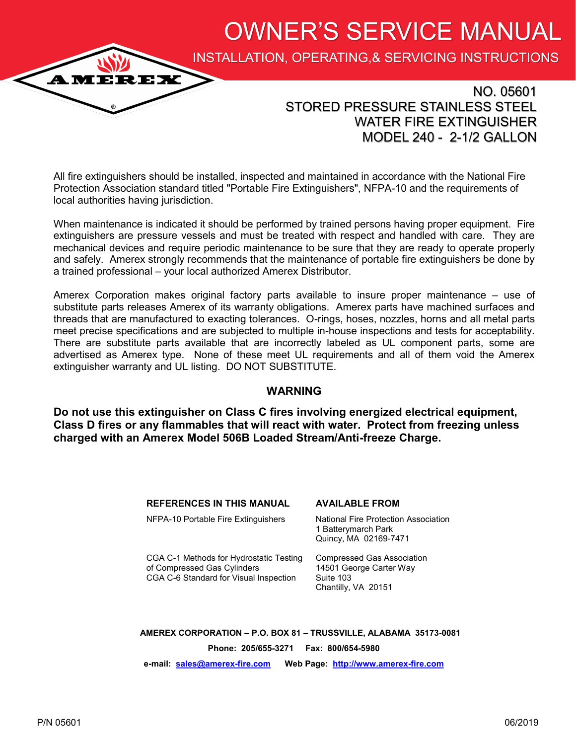# OWNER'S SERVICE MANUAL

## INSTALLATION, OPERATING,& SERVICING INSTRUCTIONS

AMEREX®

## NO. 05601
## STORED PRESSURE STAINLESS STEEL WATER FIRE EXTINGUISHER MODEL 240 - 2-1/2 GALLON

All fire extinguishers should be installed, inspected and maintained in accordance with the National Fire Protection Association standard titled "Portable Fire Extinguishers", NFPA-10 and the requirements of local authorities having jurisdiction.

When maintenance is indicated it should be performed by trained persons having proper equipment. Fire extinguishers are pressure vessels and must be treated with respect and handled with care. They are mechanical devices and require periodic maintenance to be sure that they are ready to operate properly and safely. Amerex strongly recommends that the maintenance of portable fire extinguishers be done by a trained professional – your local authorized Amerex Distributor.

Amerex Corporation makes original factory parts available to insure proper maintenance – use of substitute parts releases Amerex of its warranty obligations. Amerex parts have machined surfaces and threads that are manufactured to exacting tolerances. O-rings, hoses, nozzles, horns and all metal parts meet precise specifications and are subjected to multiple in-house inspections and tests for acceptability. There are substitute parts available that are incorrectly labeled as UL component parts, some are advertised as Amerex type. None of these meet UL requirements and all of them void the Amerex extinguisher warranty and UL listing. DO NOT SUBSTITUTE.

### WARNING

**Do not use this extinguisher on Class C fires involving energized electrical equipment, Class D fires or any flammables that will react with water. Protect from freezing unless charged with an Amerex Model 506B Loaded Stream/Anti-freeze Charge.**

| **REFERENCES IN THIS MANUAL** | **AVAILABLE FROM** |
|---|---|
| NFPA-10 Portable Fire Extinguishers | National Fire Protection Association<br>1 Batterymarch Park<br>Quincy, MA 02169-7471 |
| CGA C-1 Methods for Hydrostatic Testing of Compressed Gas Cylinders<br>CGA C-6 Standard for Visual Inspection | Compressed Gas Association<br>14501 George Carter Way<br>Suite 103<br>Chantilly, VA 20151 |

**AMEREX CORPORATION – P.O. BOX 81 – TRUSSVILLE, ALABAMA 35173-0081**

**Phone: 205/655-3271 Fax: 800/654-5980**

**e-mail: sales@amerex-fire.com Web Page: http://www.amerex-fire.com**

P/N 05601 06/2019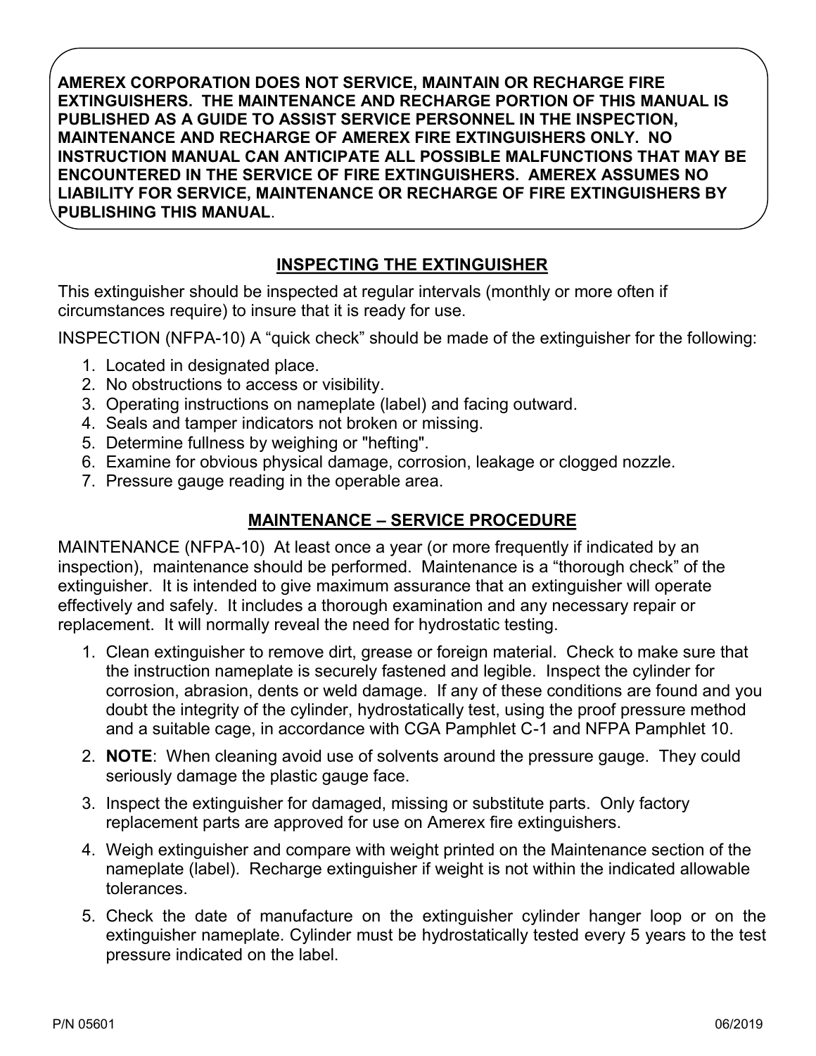**AMEREX CORPORATION DOES NOT SERVICE, MAINTAIN OR RECHARGE FIRE EXTINGUISHERS. THE MAINTENANCE AND RECHARGE PORTION OF THIS MANUAL IS PUBLISHED AS A GUIDE TO ASSIST SERVICE PERSONNEL IN THE INSPECTION, MAINTENANCE AND RECHARGE OF AMEREX FIRE EXTINGUISHERS ONLY. NO INSTRUCTION MANUAL CAN ANTICIPATE ALL POSSIBLE MALFUNCTIONS THAT MAY BE ENCOUNTERED IN THE SERVICE OF FIRE EXTINGUISHERS. AMEREX ASSUMES NO LIABILITY FOR SERVICE, MAINTENANCE OR RECHARGE OF FIRE EXTINGUISHERS BY PUBLISHING THIS MANUAL**.

## INSPECTING THE EXTINGUISHER

This extinguisher should be inspected at regular intervals (monthly or more often if circumstances require) to insure that it is ready for use.

INSPECTION (NFPA-10) A "quick check" should be made of the extinguisher for the following:

1. Located in designated place.
2. No obstructions to access or visibility.
3. Operating instructions on nameplate (label) and facing outward.
4. Seals and tamper indicators not broken or missing.
5. Determine fullness by weighing or "hefting".
6. Examine for obvious physical damage, corrosion, leakage or clogged nozzle.
7. Pressure gauge reading in the operable area.

## MAINTENANCE – SERVICE PROCEDURE

MAINTENANCE (NFPA-10) At least once a year (or more frequently if indicated by an inspection), maintenance should be performed. Maintenance is a "thorough check" of the extinguisher. It is intended to give maximum assurance that an extinguisher will operate effectively and safely. It includes a thorough examination and any necessary repair or replacement. It will normally reveal the need for hydrostatic testing.

1. Clean extinguisher to remove dirt, grease or foreign material. Check to make sure that the instruction nameplate is securely fastened and legible. Inspect the cylinder for corrosion, abrasion, dents or weld damage. If any of these conditions are found and you doubt the integrity of the cylinder, hydrostatically test, using the proof pressure method and a suitable cage, in accordance with CGA Pamphlet C-1 and NFPA Pamphlet 10.
2. **NOTE**: When cleaning avoid use of solvents around the pressure gauge. They could seriously damage the plastic gauge face.
3. Inspect the extinguisher for damaged, missing or substitute parts. Only factory replacement parts are approved for use on Amerex fire extinguishers.
4. Weigh extinguisher and compare with weight printed on the Maintenance section of the nameplate (label). Recharge extinguisher if weight is not within the indicated allowable tolerances.
5. Check the date of manufacture on the extinguisher cylinder hanger loop or on the extinguisher nameplate. Cylinder must be hydrostatically tested every 5 years to the test pressure indicated on the label.

P/N 05601 06/2019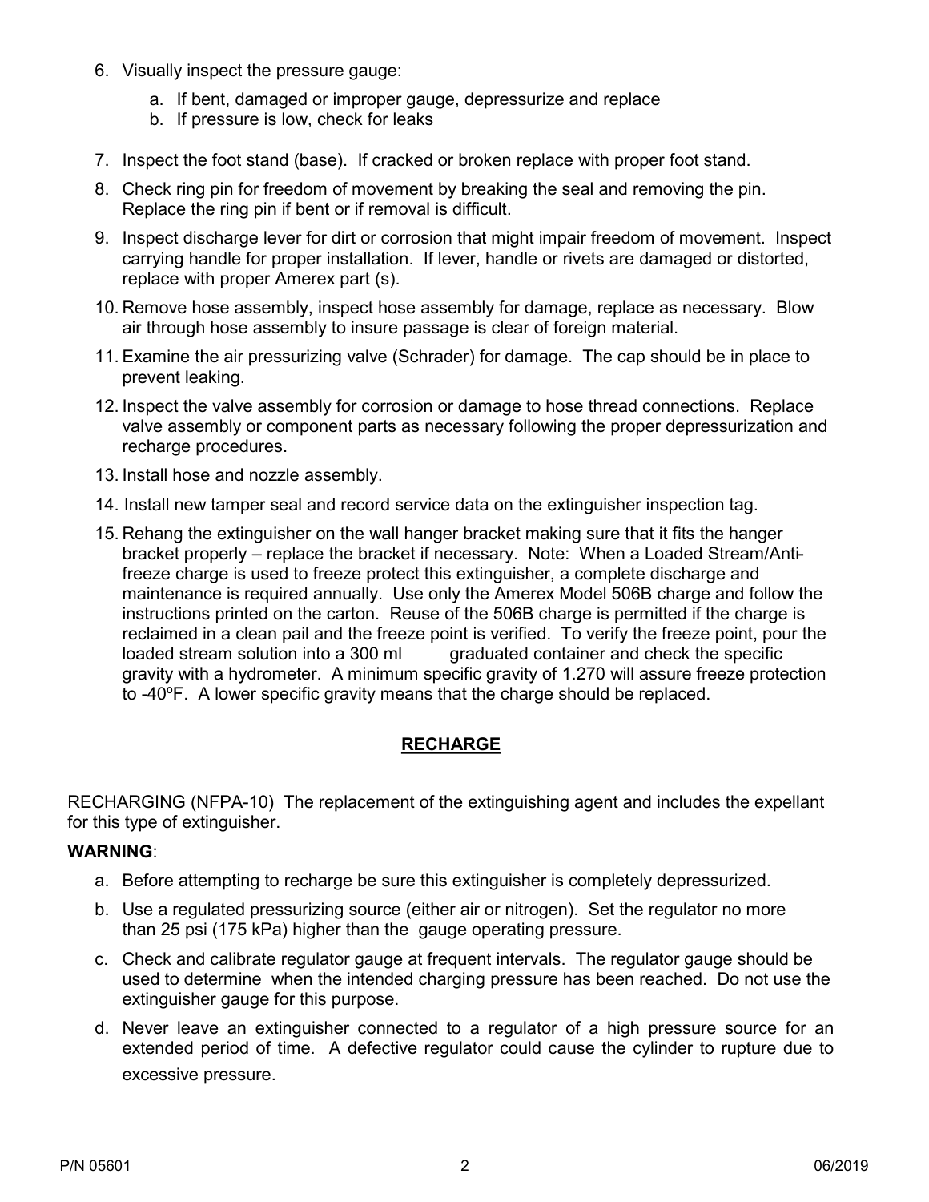6. Visually inspect the pressure gauge:

   a. If bent, damaged or improper gauge, depressurize and replace
   
   b. If pressure is low, check for leaks

7. Inspect the foot stand (base). If cracked or broken replace with proper foot stand.

8. Check ring pin for freedom of movement by breaking the seal and removing the pin. Replace the ring pin if bent or if removal is difficult.

9. Inspect discharge lever for dirt or corrosion that might impair freedom of movement. Inspect carrying handle for proper installation. If lever, handle or rivets are damaged or distorted, replace with proper Amerex part (s).

10. Remove hose assembly, inspect hose assembly for damage, replace as necessary. Blow air through hose assembly to insure passage is clear of foreign material.

11. Examine the air pressurizing valve (Schrader) for damage. The cap should be in place to prevent leaking.

12. Inspect the valve assembly for corrosion or damage to hose thread connections. Replace valve assembly or component parts as necessary following the proper depressurization and recharge procedures.

13. Install hose and nozzle assembly.

14. Install new tamper seal and record service data on the extinguisher inspection tag.

15. Rehang the extinguisher on the wall hanger bracket making sure that it fits the hanger bracket properly – replace the bracket if necessary. Note: When a Loaded Stream/Anti-freeze charge is used to freeze protect this extinguisher, a complete discharge and maintenance is required annually. Use only the Amerex Model 506B charge and follow the instructions printed on the carton. Reuse of the 506B charge is permitted if the charge is reclaimed in a clean pail and the freeze point is verified. To verify the freeze point, pour the loaded stream solution into a 300 ml graduated container and check the specific gravity with a hydrometer. A minimum specific gravity of 1.270 will assure freeze protection to -40ºF. A lower specific gravity means that the charge should be replaced.

## RECHARGE

RECHARGING (NFPA-10) The replacement of the extinguishing agent and includes the expellant for this type of extinguisher.

**WARNING**:

a. Before attempting to recharge be sure this extinguisher is completely depressurized.

b. Use a regulated pressurizing source (either air or nitrogen). Set the regulator no more than 25 psi (175 kPa) higher than the gauge operating pressure.

c. Check and calibrate regulator gauge at frequent intervals. The regulator gauge should be used to determine when the intended charging pressure has been reached. Do not use the extinguisher gauge for this purpose.

d. Never leave an extinguisher connected to a regulator of a high pressure source for an extended period of time. A defective regulator could cause the cylinder to rupture due to excessive pressure.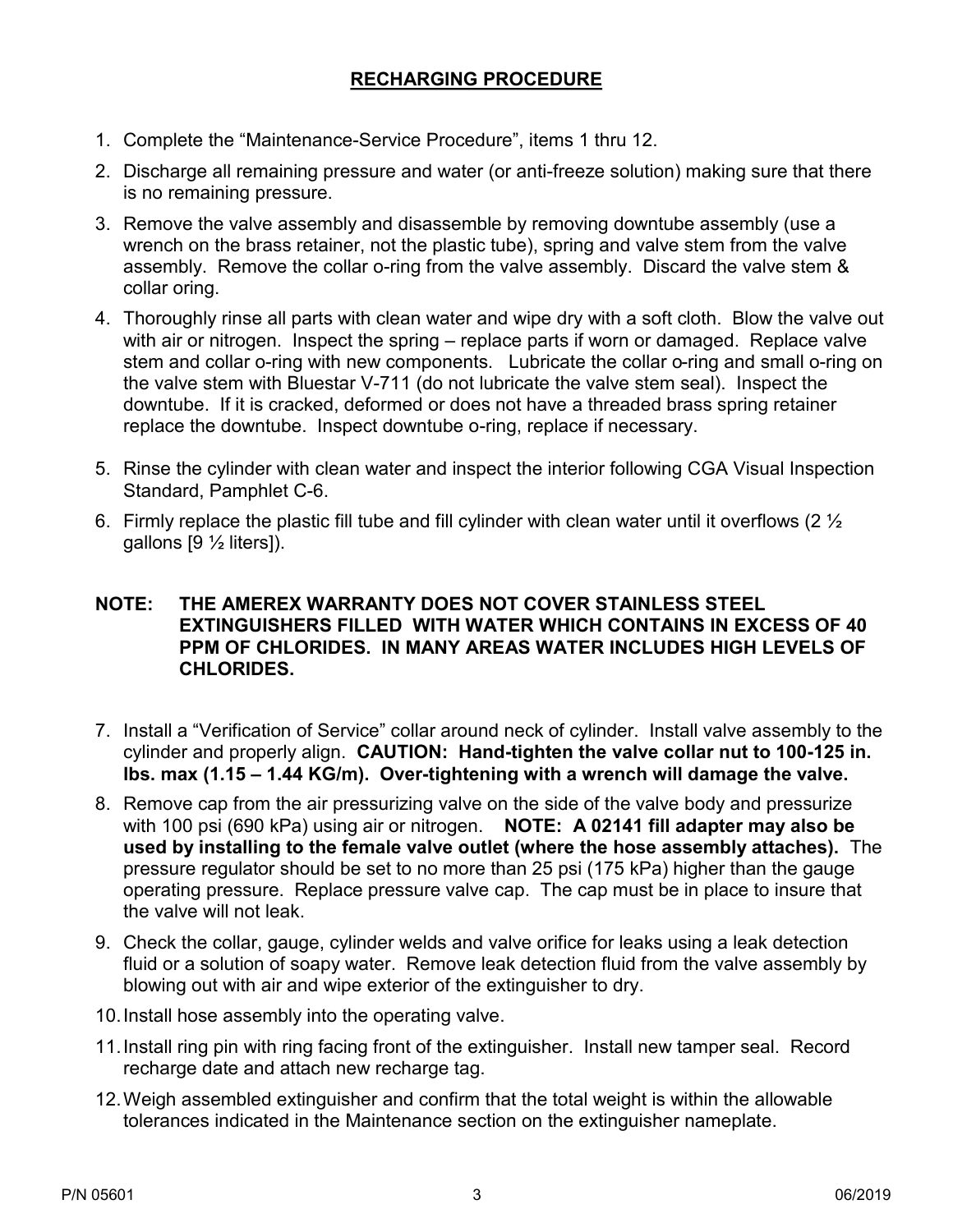## RECHARGING PROCEDURE

1. Complete the "Maintenance-Service Procedure", items 1 thru 12.
2. Discharge all remaining pressure and water (or anti-freeze solution) making sure that there is no remaining pressure.
3. Remove the valve assembly and disassemble by removing downtube assembly (use a wrench on the brass retainer, not the plastic tube), spring and valve stem from the valve assembly. Remove the collar o-ring from the valve assembly. Discard the valve stem & collar oring.
4. Thoroughly rinse all parts with clean water and wipe dry with a soft cloth. Blow the valve out with air or nitrogen. Inspect the spring – replace parts if worn or damaged. Replace valve stem and collar o-ring with new components. Lubricate the collar o-ring and small o-ring on the valve stem with Bluestar V-711 (do not lubricate the valve stem seal). Inspect the downtube. If it is cracked, deformed or does not have a threaded brass spring retainer replace the downtube. Inspect downtube o-ring, replace if necessary.
5. Rinse the cylinder with clean water and inspect the interior following CGA Visual Inspection Standard, Pamphlet C-6.
6. Firmly replace the plastic fill tube and fill cylinder with clean water until it overflows (2 ½ gallons [9 ½ liters]).

**NOTE: THE AMEREX WARRANTY DOES NOT COVER STAINLESS STEEL EXTINGUISHERS FILLED WITH WATER WHICH CONTAINS IN EXCESS OF 40 PPM OF CHLORIDES. IN MANY AREAS WATER INCLUDES HIGH LEVELS OF CHLORIDES.**

7. Install a "Verification of Service" collar around neck of cylinder. Install valve assembly to the cylinder and properly align. **CAUTION: Hand-tighten the valve collar nut to 100-125 in. lbs. max (1.15 – 1.44 KG/m). Over-tightening with a wrench will damage the valve.**
8. Remove cap from the air pressurizing valve on the side of the valve body and pressurize with 100 psi (690 kPa) using air or nitrogen. **NOTE: A 02141 fill adapter may also be used by installing to the female valve outlet (where the hose assembly attaches).** The pressure regulator should be set to no more than 25 psi (175 kPa) higher than the gauge operating pressure. Replace pressure valve cap. The cap must be in place to insure that the valve will not leak.
9. Check the collar, gauge, cylinder welds and valve orifice for leaks using a leak detection fluid or a solution of soapy water. Remove leak detection fluid from the valve assembly by blowing out with air and wipe exterior of the extinguisher to dry.
10. Install hose assembly into the operating valve.
11. Install ring pin with ring facing front of the extinguisher. Install new tamper seal. Record recharge date and attach new recharge tag.
12. Weigh assembled extinguisher and confirm that the total weight is within the allowable tolerances indicated in the Maintenance section on the extinguisher nameplate.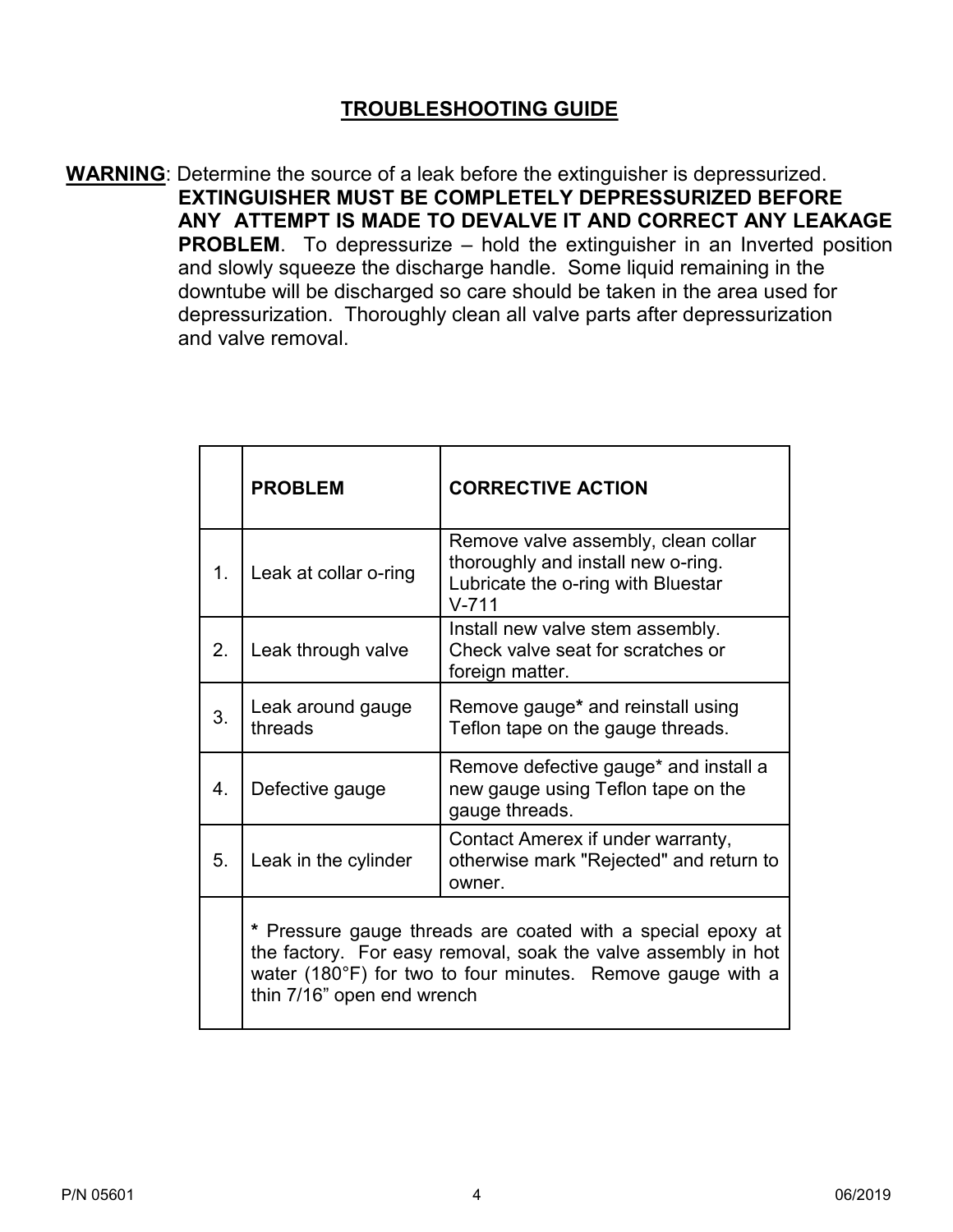## TROUBLESHOOTING GUIDE

**WARNING**: Determine the source of a leak before the extinguisher is depressurized. **EXTINGUISHER MUST BE COMPLETELY DEPRESSURIZED BEFORE ANY ATTEMPT IS MADE TO DEVALVE IT AND CORRECT ANY LEAKAGE PROBLEM**. To depressurize – hold the extinguisher in an Inverted position and slowly squeeze the discharge handle. Some liquid remaining in the downtube will be discharged so care should be taken in the area used for depressurization. Thoroughly clean all valve parts after depressurization and valve removal.

| | **PROBLEM** | **CORRECTIVE ACTION** |
|---|---|---|
| 1. | Leak at collar o-ring | Remove valve assembly, clean collar thoroughly and install new o-ring. Lubricate the o-ring with Bluestar V-711 |
| 2. | Leak through valve | Install new valve stem assembly. Check valve seat for scratches or foreign matter. |
| 3. | Leak around gauge threads | Remove gauge**\*** and reinstall using Teflon tape on the gauge threads. |
| 4. | Defective gauge | Remove defective gauge* and install a new gauge using Teflon tape on the gauge threads. |
| 5. | Leak in the cylinder | Contact Amerex if under warranty, otherwise mark "Rejected" and return to owner. |
| | **\*** Pressure gauge threads are coated with a special epoxy at the factory. For easy removal, soak the valve assembly in hot water (180°F) for two to four minutes. Remove gauge with a thin 7/16" open end wrench | |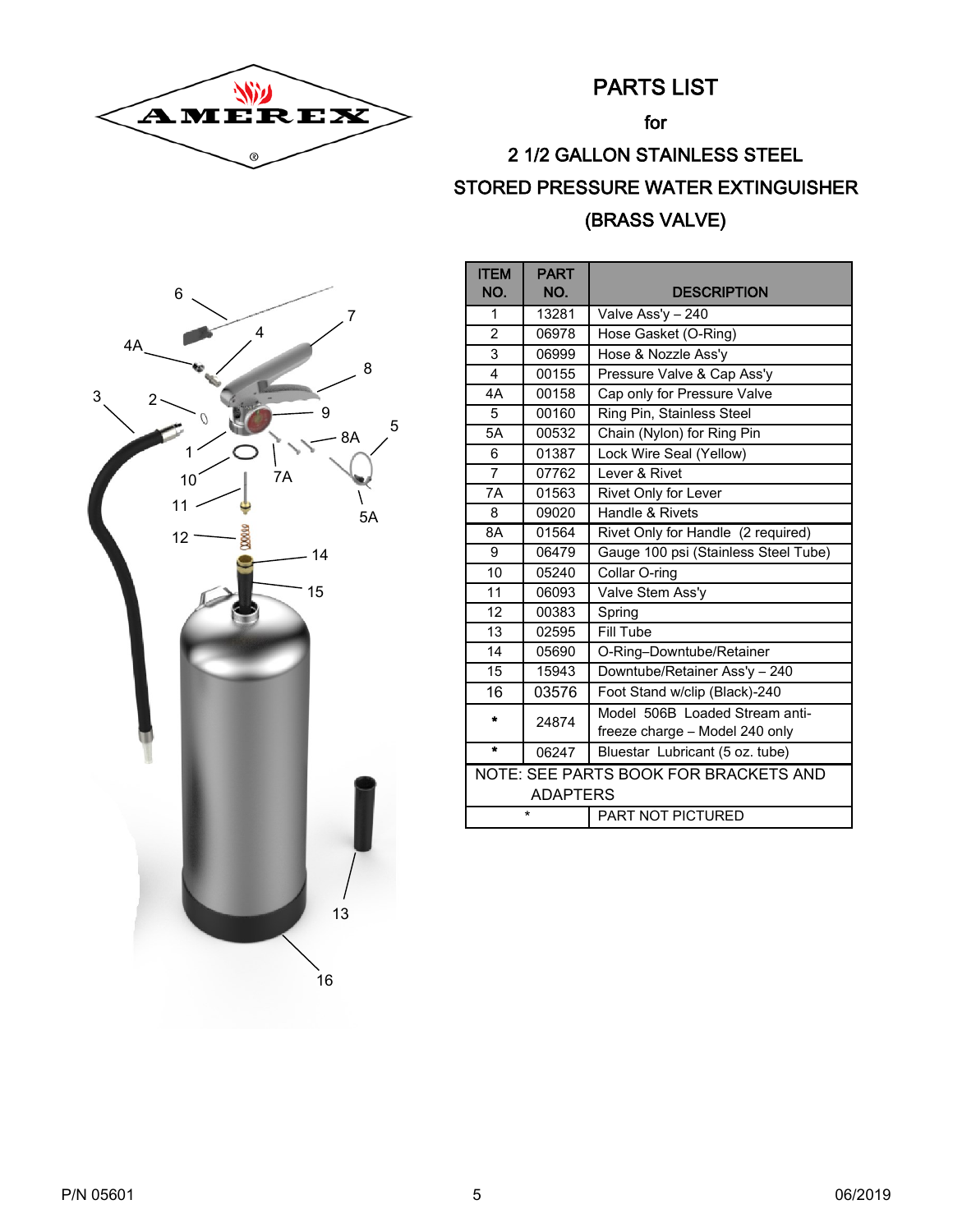# PARTS LIST

for

## 2 1/2 GALLON STAINLESS STEEL STORED PRESSURE WATER EXTINGUISHER (BRASS VALVE)

| ITEM NO. | PART NO. | DESCRIPTION |
|---|---|---|
| 1 | 13281 | Valve Ass'y – 240 |
| 2 | 06978 | Hose Gasket (O-Ring) |
| 3 | 06999 | Hose & Nozzle Ass'y |
| 4 | 00155 | Pressure Valve & Cap Ass'y |
| 4A | 00158 | Cap only for Pressure Valve |
| 5 | 00160 | Ring Pin, Stainless Steel |
| 5A | 00532 | Chain (Nylon) for Ring Pin |
| 6 | 01387 | Lock Wire Seal (Yellow) |
| 7 | 07762 | Lever & Rivet |
| 7A | 01563 | Rivet Only for Lever |
| 8 | 09020 | Handle & Rivets |
| 8A | 01564 | Rivet Only for Handle (2 required) |
| 9 | 06479 | Gauge 100 psi (Stainless Steel Tube) |
| 10 | 05240 | Collar O-ring |
| 11 | 06093 | Valve Stem Ass'y |
| 12 | 00383 | Spring |
| 13 | 02595 | Fill Tube |
| 14 | 05690 | O-Ring–Downtube/Retainer |
| 15 | 15943 | Downtube/Retainer Ass'y – 240 |
| 16 | 03576 | Foot Stand w/clip (Black)-240 |
| * | 24874 | Model 506B Loaded Stream anti-freeze charge – Model 240 only |
| * | 06247 | Bluestar Lubricant (5 oz. tube) |
| NOTE: SEE PARTS BOOK FOR BRACKETS AND ADAPTERS | | |
| * | | PART NOT PICTURED |

P/N 05601

06/2019